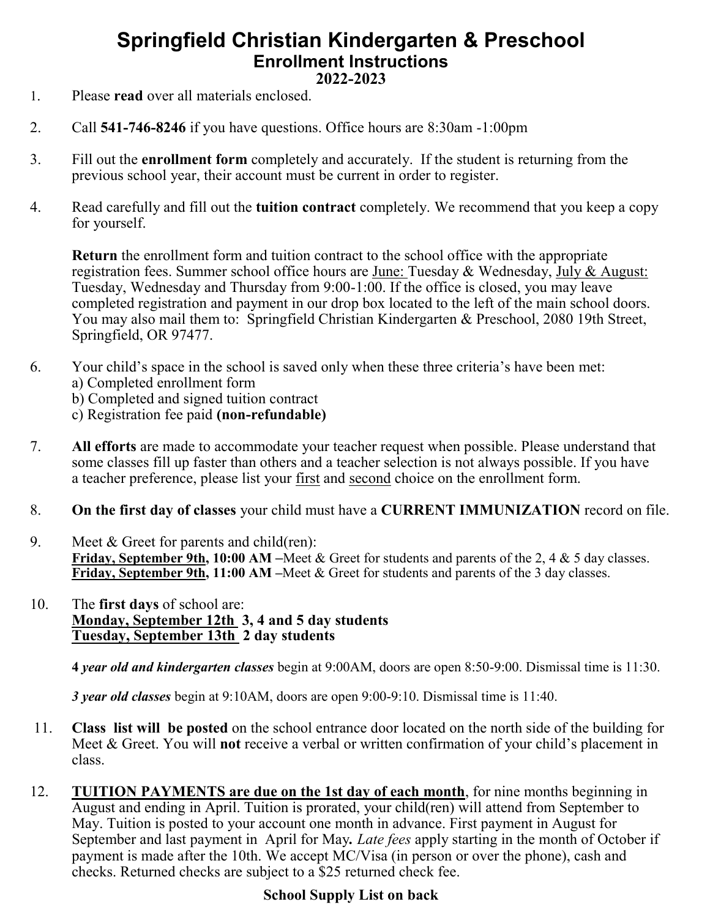# Springfield Christian Kindergarten & Preschool

## Enrollment Instructions

### 2022-2023

1. Please **read** over all materials enclosed.

2. Call **541-746-8246** if you have questions. Office hours are 8:30am -1:00pm

3. Fill out the **enrollment form** completely and accurately. If the student is returning from the previous school year, their account must be current in order to register.

4. Read carefully and fill out the **tuition contract** completely. We recommend that you keep a copy for yourself.

   **Return** the enrollment form and tuition contract to the school office with the appropriate registration fees. Summer school office hours are <u>June:</u> Tuesday & Wednesday, <u>July & August:</u> Tuesday, Wednesday and Thursday from 9:00-1:00. If the office is closed, you may leave completed registration and payment in our drop box located to the left of the main school doors. You may also mail them to: Springfield Christian Kindergarten & Preschool, 2080 19th Street, Springfield, OR 97477.

6. Your child's space in the school is saved only when these three criteria's have been met:
   a) Completed enrollment form
   b) Completed and signed tuition contract
   c) Registration fee paid **(non-refundable)**

7. **All efforts** are made to accommodate your teacher request when possible. Please understand that some classes fill up faster than others and a teacher selection is not always possible. If you have a teacher preference, please list your <u>first</u> and <u>second</u> choice on the enrollment form.

8. **On the first day of classes** your child must have a **CURRENT IMMUNIZATION** record on file.

9. Meet & Greet for parents and child(ren):
   **<u>Friday, September 9th</u>, 10:00 AM –** Meet & Greet for students and parents of the 2, 4 & 5 day classes.
   **<u>Friday, September 9th</u>, 11:00 AM –** Meet & Greet for students and parents of the 3 day classes.

10. The **first days** of school are:
    **<u>Monday, September 12th</u> 3, 4 and 5 day students**
    **<u>Tuesday, September 13th</u> 2 day students**

    ***4** year old and kindergarten classes* begin at 9:00AM, doors are open 8:50-9:00. Dismissal time is 11:30.

    ***3** year old classes* begin at 9:10AM, doors are open 9:00-9:10. Dismissal time is 11:40.

11. **Class list will be posted** on the school entrance door located on the north side of the building for Meet & Greet. You will **not** receive a verbal or written confirmation of your child's placement in class.

12. **<u>TUITION PAYMENTS are due on the 1st day of each month</u>**, for nine months beginning in August and ending in April. Tuition is prorated, your child(ren) will attend from September to May. Tuition is posted to your account one month in advance. First payment in August for September and last payment in April for May**.** *Late fees* apply starting in the month of October if payment is made after the 10th. We accept MC/Visa (in person or over the phone), cash and checks. Returned checks are subject to a $25 returned check fee.

**School Supply List on back**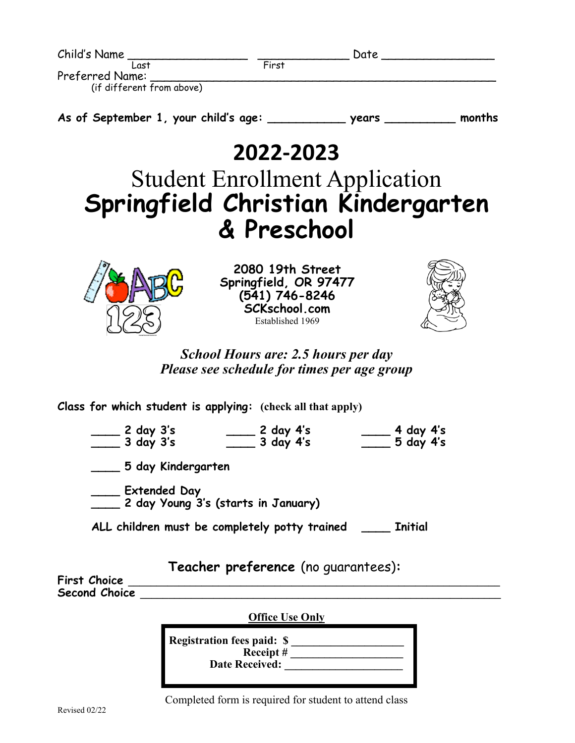Child's Name ________________ ____________ Date ________________
Last First

Preferred Name: ____________________________________________
(if different from above)

**As of September 1, your child's age: __________ years _________ months**

# 2022-2023

## Student Enrollment Application

# Springfield Christian Kindergarten & Preschool

**2080 19th Street**
**Springfield, OR 97477**
**(541) 746-8246**
**SCKschool.com**
Established 1969

***School Hours are: 2.5 hours per day***
***Please see schedule for times per age group***

**Class for which student is applying:** **(check all that apply)**

**____ 2 day 3's** **____ 2 day 4's** **____ 4 day 4's**
**____ 3 day 3's** **____ 3 day 4's** **____ 5 day 4's**

**____ 5 day Kindergarten**

**____ Extended Day**
**____ 2 day Young 3's (starts in January)**

**ALL children must be completely potty trained ____ Initial**

**Teacher preference** (no guarantees)**:**

**First Choice** ______________________________________________
**Second Choice** ______________________________________________

**Office Use Only**

**Registration fees paid: $** __________________
**Receipt #** __________________
**Date Received:** __________________

Completed form is required for student to attend class

Revised 02/22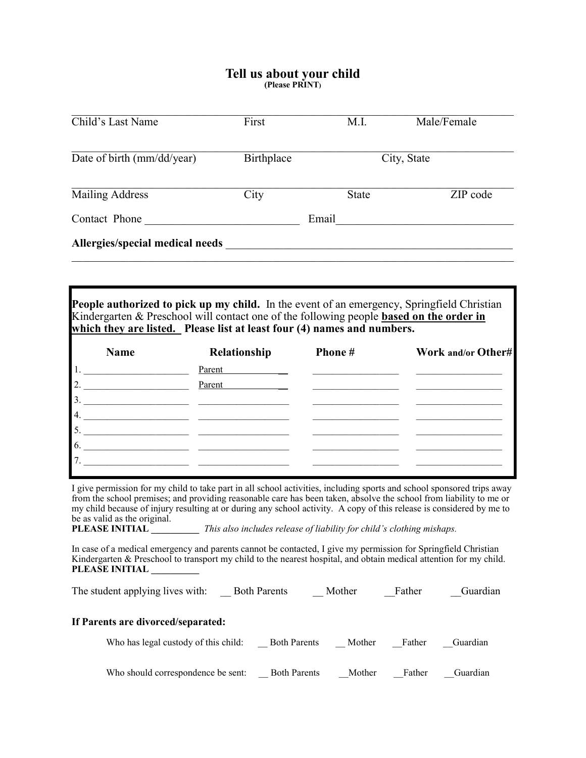# Tell us about your child

**(Please PRINT)**

| Child's Last Name | First | M.I. | Male/Female |
| --- | --- | --- | --- |

| Date of birth (mm/dd/year) | Birthplace | City, State |
| --- | --- | --- |

| Mailing Address | City | State | ZIP code |
| --- | --- | --- | --- |

Contact Phone ___________________________ Email_______________________________

**Allergies/special medical needs** ___________________________________________________

_____________________________________________________________________________

**People authorized to pick up my child.** In the event of an emergency, Springfield Christian Kindergarten & Preschool will contact one of the following people **based on the order in which they are listed. Please list at least four (4) names and numbers.**

| Name | Relationship | Phone # | Work and/or Other# |
| --- | --- | --- | --- |
| 1. | Parent | | |
| 2. | Parent | | |
| 3. | | | |
| 4. | | | |
| 5. | | | |
| 6. | | | |
| 7. | | | |

I give permission for my child to take part in all school activities, including sports and school sponsored trips away from the school premises; and providing reasonable care has been taken, absolve the school from liability to me or my child because of injury resulting at or during any school activity. A copy of this release is considered by me to be as valid as the original.

**PLEASE INITIAL __________** *This also includes release of liability for child's clothing mishaps.*

In case of a medical emergency and parents cannot be contacted, I give my permission for Springfield Christian Kindergarten & Preschool to transport my child to the nearest hospital, and obtain medical attention for my child.

**PLEASE INITIAL __________**

The student applying lives with: __ Both Parents __ Mother __Father __Guardian

**If Parents are divorced/separated:**

Who has legal custody of this child: __ Both Parents __ Mother __Father __Guardian

Who should correspondence be sent: __ Both Parents __Mother __Father __Guardian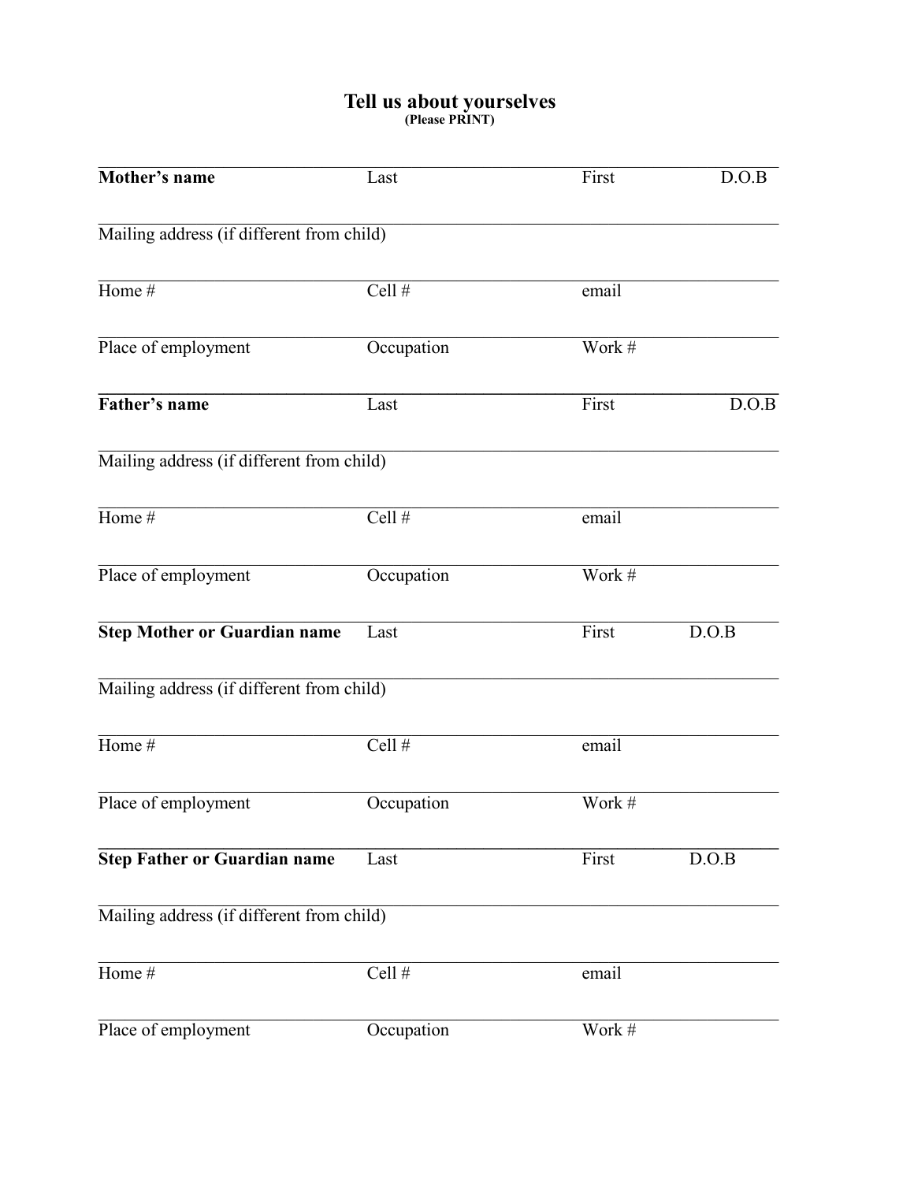# Tell us about yourselves

**(Please PRINT)**

| **Mother's name** | Last | First | D.O.B |
|---|---|---|---|
| Mailing address (if different from child) | | | |
| Home # | Cell # | email | |
| Place of employment | Occupation | Work # | |
| **Father's name** | Last | First | D.O.B |
| Mailing address (if different from child) | | | |
| Home # | Cell # | email | |
| Place of employment | Occupation | Work # | |
| **Step Mother or Guardian name** | Last | First | D.O.B |
| Mailing address (if different from child) | | | |
| Home # | Cell # | email | |
| Place of employment | Occupation | Work # | |
| **Step Father or Guardian name** | Last | First | D.O.B |
| Mailing address (if different from child) | | | |
| Home # | Cell # | email | |
| Place of employment | Occupation | Work # | |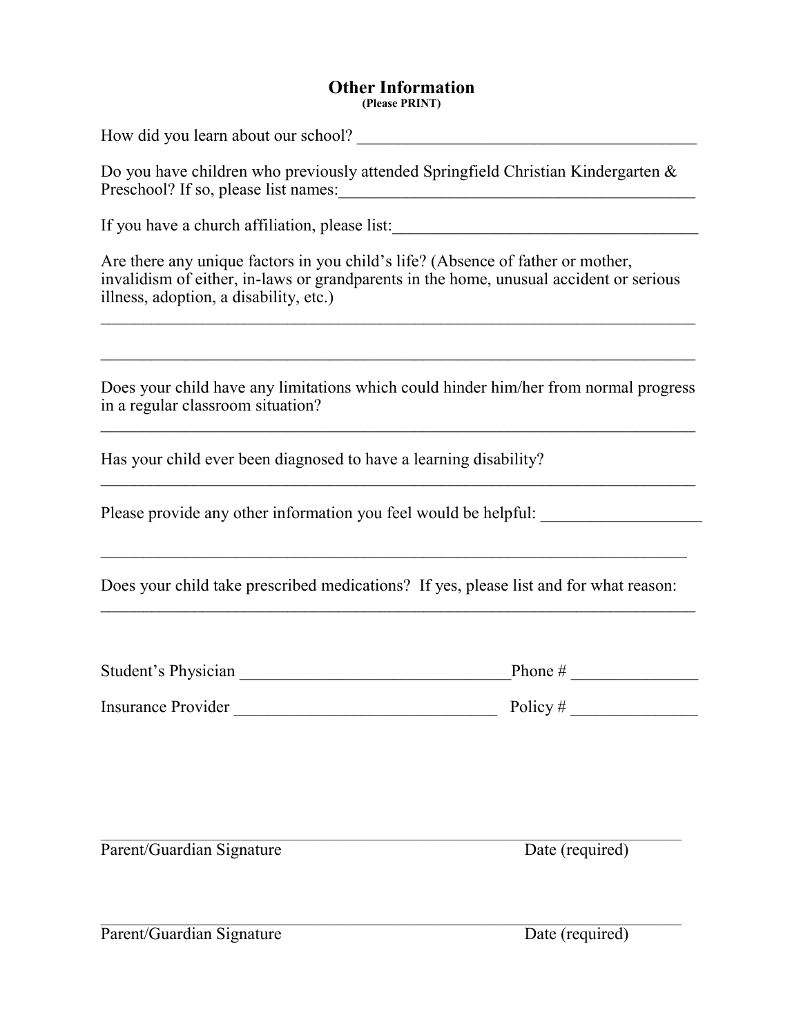## Other Information

**(Please PRINT)**

How did you learn about our school? ________________________________________

Do you have children who previously attended Springfield Christian Kindergarten & Preschool? If so, please list names:___________________________________________

If you have a church affiliation, please list:____________________________________

Are there any unique factors in you child's life? (Absence of father or mother, invalidism of either, in-laws or grandparents in the home, unusual accident or serious illness, adoption, a disability, etc.)

_________________________________________________________________________

_________________________________________________________________________

Does your child have any limitations which could hinder him/her from normal progress in a regular classroom situation?

_________________________________________________________________________

Has your child ever been diagnosed to have a learning disability?

_________________________________________________________________________

Please provide any other information you feel would be helpful: ___________________

________________________________________________________________________

Does your child take prescribed medications? If yes, please list and for what reason:

_________________________________________________________________________

Student's Physician ________________________________Phone # _______________

Insurance Provider _______________________________ Policy # _______________

________________________________________________________________________

Parent/Guardian Signature Date (required)

________________________________________________________________________

Parent/Guardian Signature Date (required)